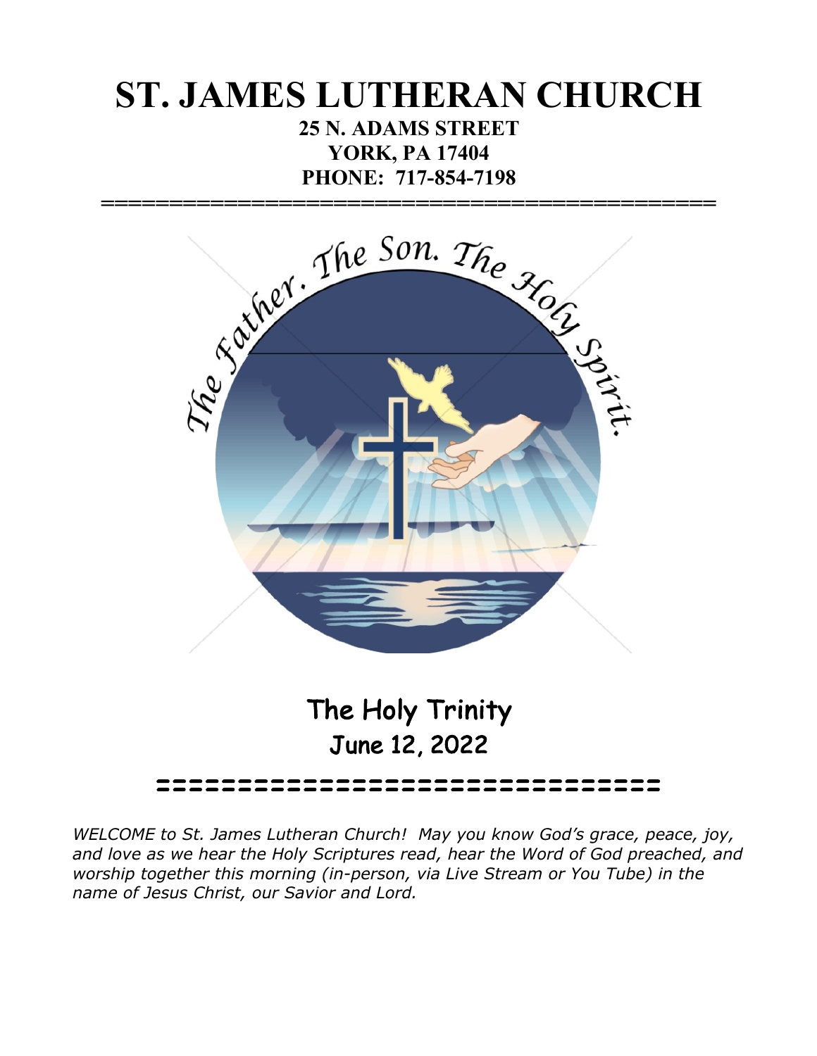# ST. JAMES LUTHERAN CHURCH

**25 N. ADAMS STREET**
**YORK, PA 17404**
**PHONE: 717-854-7198**

---

## The Holy Trinity

## June 12, 2022

---

*WELCOME to St. James Lutheran Church! May you know God's grace, peace, joy, and love as we hear the Holy Scriptures read, hear the Word of God preached, and worship together this morning (in-person, via Live Stream or You Tube) in the name of Jesus Christ, our Savior and Lord.*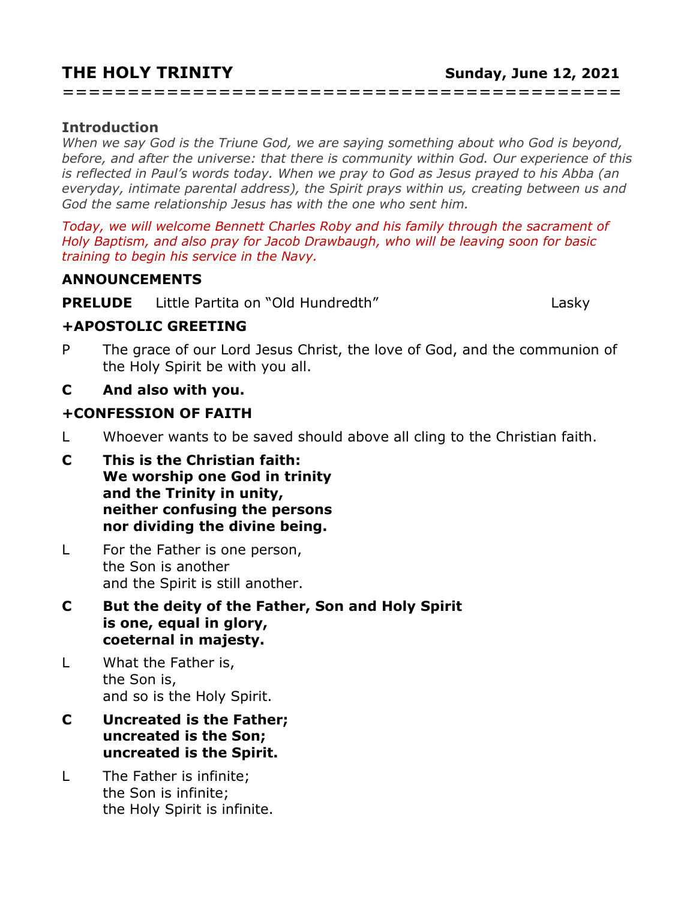# THE HOLY TRINITY — Sunday, June 12, 2021

===============================================

### Introduction

*When we say God is the Triune God, we are saying something about who God is beyond, before, and after the universe: that there is community within God. Our experience of this is reflected in Paul's words today. When we pray to God as Jesus prayed to his Abba (an everyday, intimate parental address), the Spirit prays within us, creating between us and God the same relationship Jesus has with the one who sent him.*

*Today, we will welcome Bennett Charles Roby and his family through the sacrament of Holy Baptism, and also pray for Jacob Drawbaugh, who will be leaving soon for basic training to begin his service in the Navy.*

### ANNOUNCEMENTS

**PRELUDE** Little Partita on "Old Hundredth" — Lasky

### +APOSTOLIC GREETING

P The grace of our Lord Jesus Christ, the love of God, and the communion of the Holy Spirit be with you all.

**C And also with you.**

### +CONFESSION OF FAITH

L Whoever wants to be saved should above all cling to the Christian faith.

**C This is the Christian faith:**
**We worship one God in trinity**
**and the Trinity in unity,**
**neither confusing the persons**
**nor dividing the divine being.**

L For the Father is one person,
the Son is another
and the Spirit is still another.

**C But the deity of the Father, Son and Holy Spirit**
**is one, equal in glory,**
**coeternal in majesty.**

L What the Father is,
the Son is,
and so is the Holy Spirit.

**C Uncreated is the Father;**
**uncreated is the Son;**
**uncreated is the Spirit.**

L The Father is infinite;
the Son is infinite;
the Holy Spirit is infinite.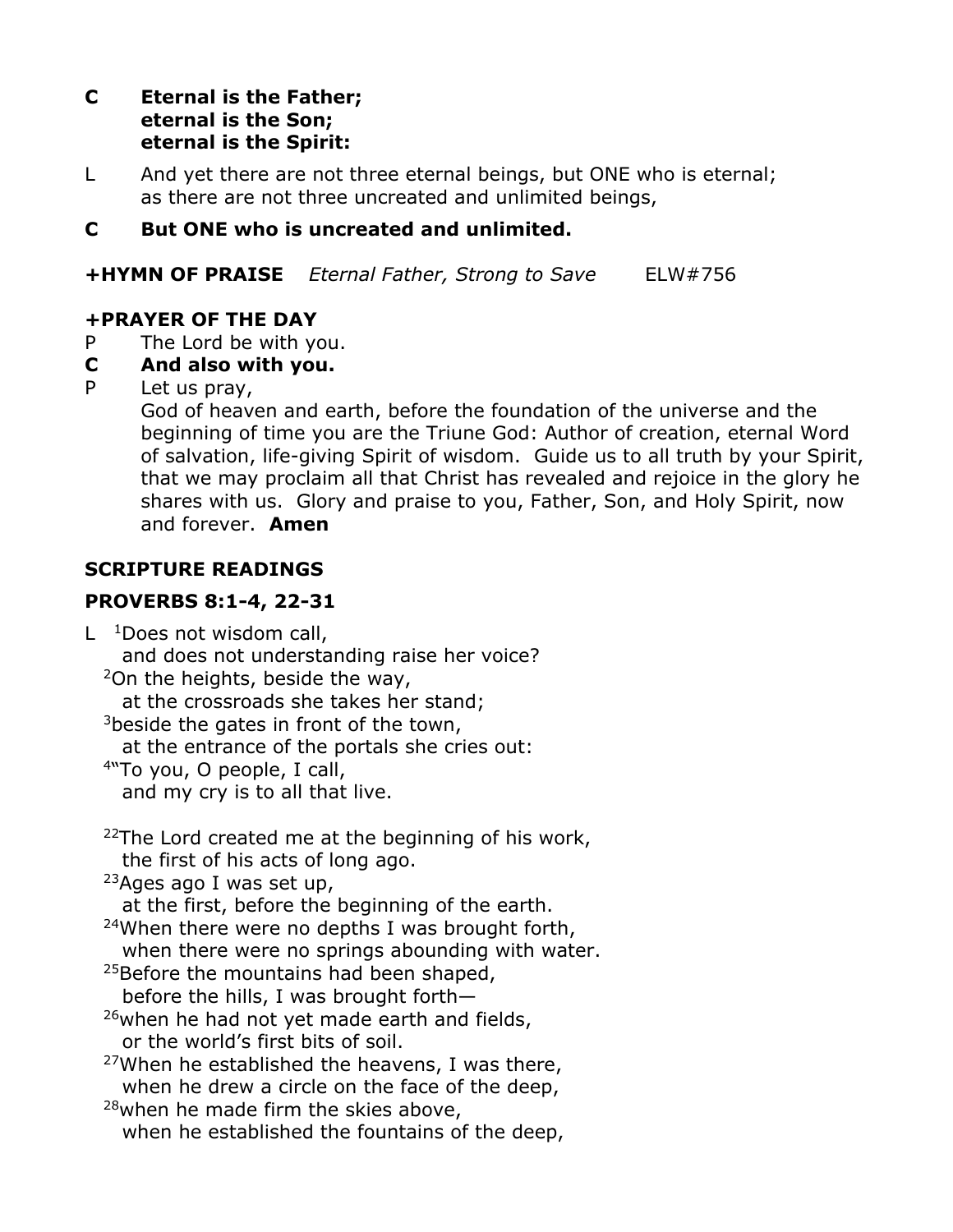**C Eternal is the Father;
eternal is the Son;
eternal is the Spirit:**

L And yet there are not three eternal beings, but ONE who is eternal;
as there are not three uncreated and unlimited beings,

**C But ONE who is uncreated and unlimited.**

**+HYMN OF PRAISE** *Eternal Father, Strong to Save* ELW#756

**+PRAYER OF THE DAY**

P The Lord be with you.

**C And also with you.**

P Let us pray,
God of heaven and earth, before the foundation of the universe and the beginning of time you are the Triune God: Author of creation, eternal Word of salvation, life-giving Spirit of wisdom. Guide us to all truth by your Spirit, that we may proclaim all that Christ has revealed and rejoice in the glory he shares with us. Glory and praise to you, Father, Son, and Holy Spirit, now and forever. **Amen**

**SCRIPTURE READINGS**

**PROVERBS 8:1-4, 22-31**

L [1]Does not wisdom call,
and does not understanding raise her voice?
[2]On the heights, beside the way,
at the crossroads she takes her stand;
[3]beside the gates in front of the town,
at the entrance of the portals she cries out:
[4]"To you, O people, I call,
and my cry is to all that live.

[22]The Lord created me at the beginning of his work,
the first of his acts of long ago.
[23]Ages ago I was set up,
at the first, before the beginning of the earth.
[24]When there were no depths I was brought forth,
when there were no springs abounding with water.
[25]Before the mountains had been shaped,
before the hills, I was brought forth—
[26]when he had not yet made earth and fields,
or the world's first bits of soil.
[27]When he established the heavens, I was there,
when he drew a circle on the face of the deep,
[28]when he made firm the skies above,
when he established the fountains of the deep,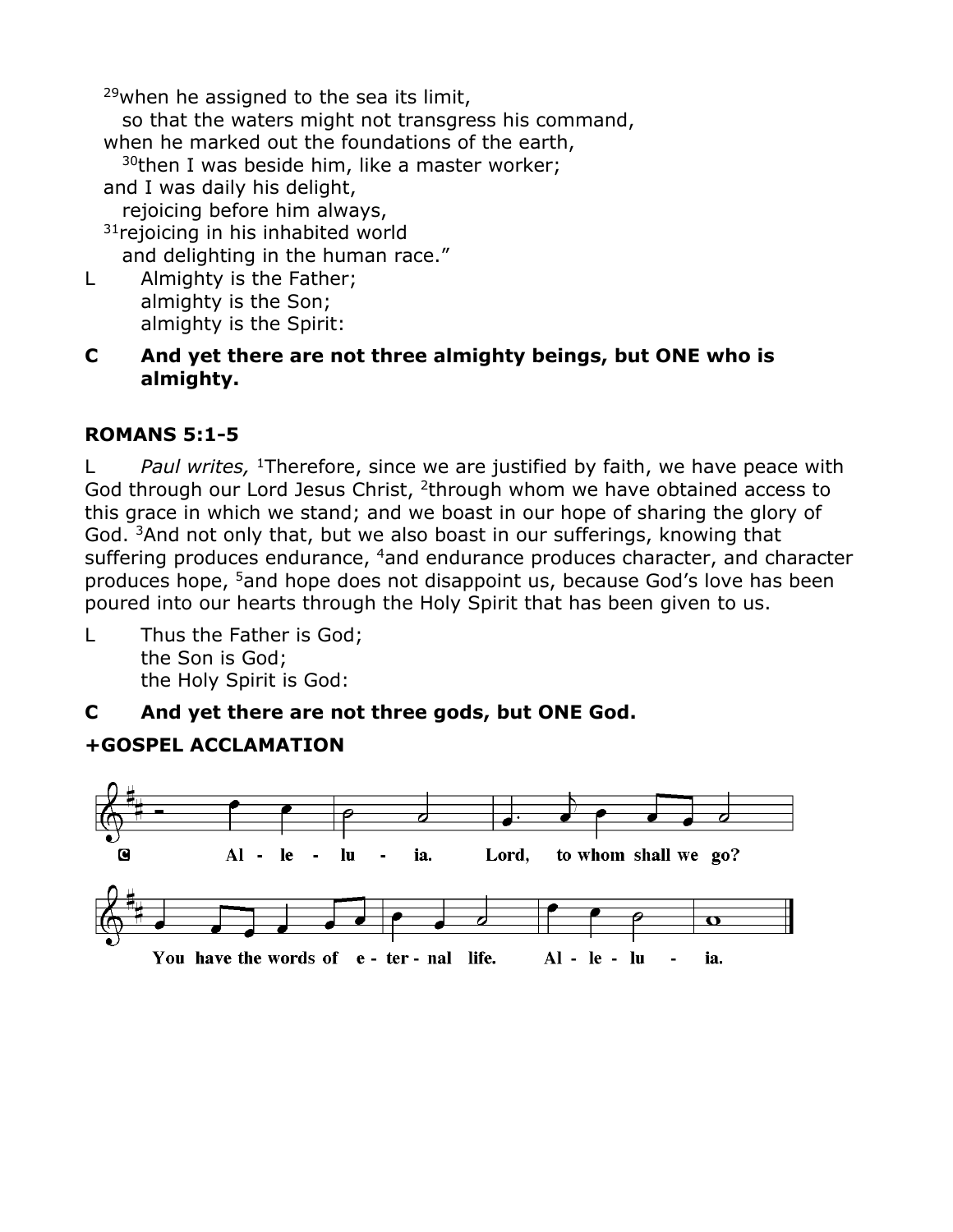[29]when he assigned to the sea its limit,
so that the waters might not transgress his command,
when he marked out the foundations of the earth,
[30]then I was beside him, like a master worker;
and I was daily his delight,
rejoicing before him always,
[31]rejoicing in his inhabited world
and delighting in the human race."

L Almighty is the Father;
almighty is the Son;
almighty is the Spirit:

**C And yet there are not three almighty beings, but ONE who is almighty.**

**ROMANS 5:1-5**

L *Paul writes,* [1]Therefore, since we are justified by faith, we have peace with God through our Lord Jesus Christ, [2]through whom we have obtained access to this grace in which we stand; and we boast in our hope of sharing the glory of God. [3]And not only that, but we also boast in our sufferings, knowing that suffering produces endurance, [4]and endurance produces character, and character produces hope, [5]and hope does not disappoint us, because God's love has been poured into our hearts through the Holy Spirit that has been given to us.

L Thus the Father is God;
the Son is God;
the Holy Spirit is God:

**C And yet there are not three gods, but ONE God.**

**+GOSPEL ACCLAMATION**

C Alleluia. Lord, to whom shall we go? You have the words of eternal life. Alleluia.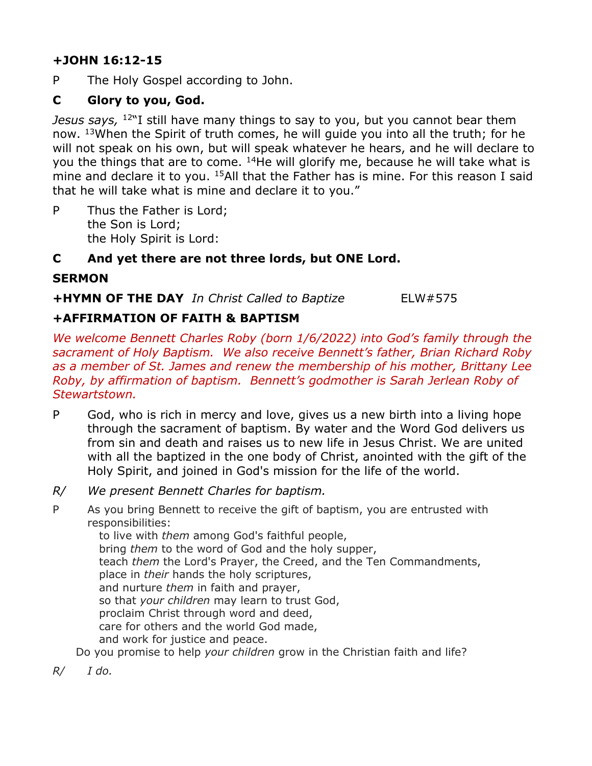**+JOHN 16:12-15**

P The Holy Gospel according to John.

**C Glory to you, God.**

*Jesus says,* [12]"I still have many things to say to you, but you cannot bear them now. [13]When the Spirit of truth comes, he will guide you into all the truth; for he will not speak on his own, but will speak whatever he hears, and he will declare to you the things that are to come. [14]He will glorify me, because he will take what is mine and declare it to you. [15]All that the Father has is mine. For this reason I said that he will take what is mine and declare it to you."

P Thus the Father is Lord;
the Son is Lord;
the Holy Spirit is Lord:

**C And yet there are not three lords, but ONE Lord.**

**SERMON**

**+HYMN OF THE DAY** *In Christ Called to Baptize* ELW#575

**+AFFIRMATION OF FAITH & BAPTISM**

*We welcome Bennett Charles Roby (born 1/6/2022) into God's family through the sacrament of Holy Baptism. We also receive Bennett's father, Brian Richard Roby as a member of St. James and renew the membership of his mother, Brittany Lee Roby, by affirmation of baptism. Bennett's godmother is Sarah Jerlean Roby of Stewartstown.*

P God, who is rich in mercy and love, gives us a new birth into a living hope through the sacrament of baptism. By water and the Word God delivers us from sin and death and raises us to new life in Jesus Christ. We are united with all the baptized in the one body of Christ, anointed with the gift of the Holy Spirit, and joined in God's mission for the life of the world.

*R/ We present Bennett Charles for baptism.*

P As you bring Bennett to receive the gift of baptism, you are entrusted with responsibilities:
to live with *them* among God's faithful people,
bring *them* to the word of God and the holy supper,
teach *them* the Lord's Prayer, the Creed, and the Ten Commandments,
place in *their* hands the holy scriptures,
and nurture *them* in faith and prayer,
so that *your children* may learn to trust God,
proclaim Christ through word and deed,
care for others and the world God made,
and work for justice and peace.
Do you promise to help *your children* grow in the Christian faith and life?

*R/ I do.*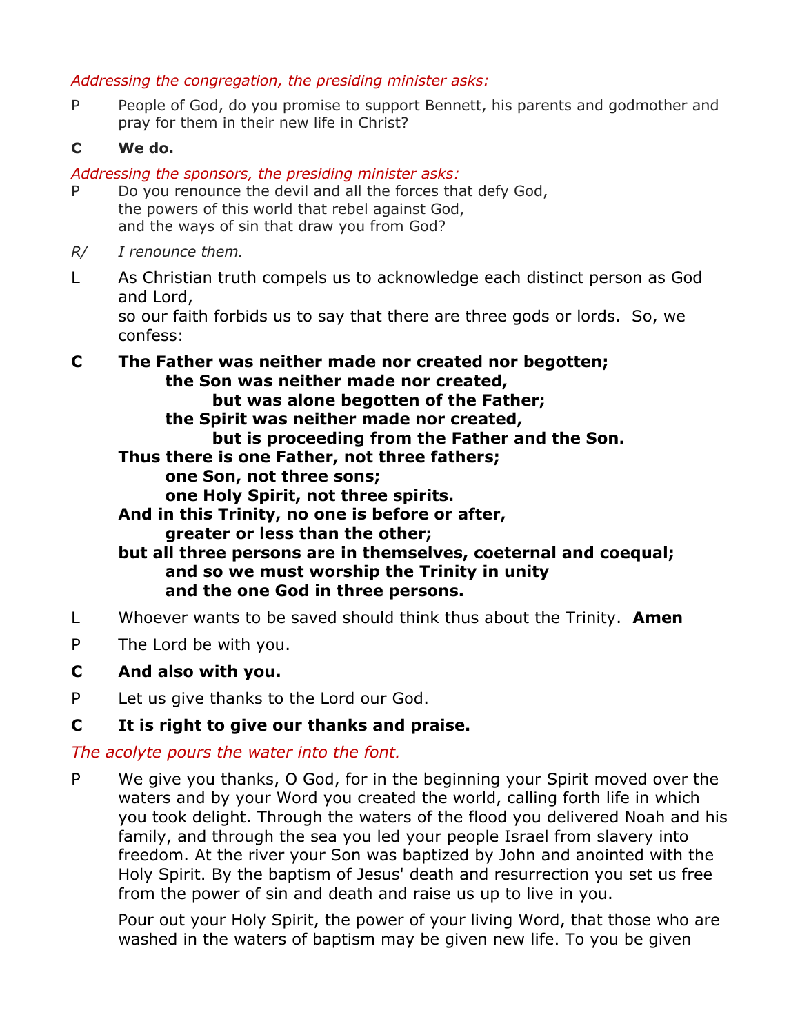*Addressing the congregation, the presiding minister asks:*

P	People of God, do you promise to support Bennett, his parents and godmother and pray for them in their new life in Christ?

**C	We do.**

*Addressing the sponsors, the presiding minister asks:*

P	Do you renounce the devil and all the forces that defy God,
	the powers of this world that rebel against God,
	and the ways of sin that draw you from God?

*R/	I renounce them.*

L	As Christian truth compels us to acknowledge each distinct person as God and Lord,
	so our faith forbids us to say that there are three gods or lords. So, we confess:

**C	The Father was neither made nor created nor begotten;**
**the Son was neither made nor created,**
**but was alone begotten of the Father;**
**the Spirit was neither made nor created,**
**but is proceeding from the Father and the Son.**
**Thus there is one Father, not three fathers;**
**one Son, not three sons;**
**one Holy Spirit, not three spirits.**
**And in this Trinity, no one is before or after,**
**greater or less than the other;**
**but all three persons are in themselves, coeternal and coequal;**
**and so we must worship the Trinity in unity**
**and the one God in three persons.**

L	Whoever wants to be saved should think thus about the Trinity. **Amen**

P	The Lord be with you.

**C	And also with you.**

P	Let us give thanks to the Lord our God.

**C	It is right to give our thanks and praise.**

*The acolyte pours the water into the font.*

P	We give you thanks, O God, for in the beginning your Spirit moved over the waters and by your Word you created the world, calling forth life in which you took delight. Through the waters of the flood you delivered Noah and his family, and through the sea you led your people Israel from slavery into freedom. At the river your Son was baptized by John and anointed with the Holy Spirit. By the baptism of Jesus' death and resurrection you set us free from the power of sin and death and raise us up to live in you.

Pour out your Holy Spirit, the power of your living Word, that those who are washed in the waters of baptism may be given new life. To you be given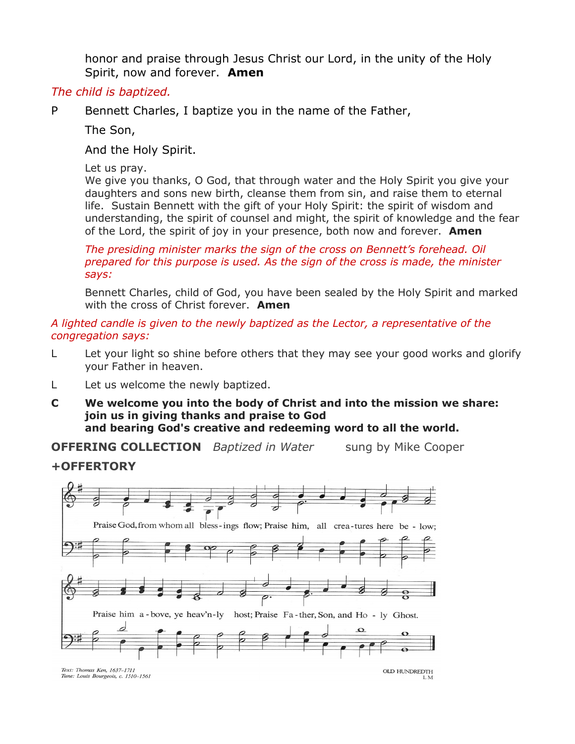honor and praise through Jesus Christ our Lord, in the unity of the Holy Spirit, now and forever. **Amen**

*The child is baptized.*

P Bennett Charles, I baptize you in the name of the Father,

The Son,

And the Holy Spirit.

Let us pray.
We give you thanks, O God, that through water and the Holy Spirit you give your daughters and sons new birth, cleanse them from sin, and raise them to eternal life. Sustain Bennett with the gift of your Holy Spirit: the spirit of wisdom and understanding, the spirit of counsel and might, the spirit of knowledge and the fear of the Lord, the spirit of joy in your presence, both now and forever. **Amen**

*The presiding minister marks the sign of the cross on Bennett's forehead. Oil prepared for this purpose is used. As the sign of the cross is made, the minister says:*

Bennett Charles, child of God, you have been sealed by the Holy Spirit and marked with the cross of Christ forever. **Amen**

*A lighted candle is given to the newly baptized as the Lector, a representative of the congregation says:*

L Let your light so shine before others that they may see your good works and glorify your Father in heaven.

L Let us welcome the newly baptized.

**C We welcome you into the body of Christ and into the mission we share: join us in giving thanks and praise to God and bearing God's creative and redeeming word to all the world.**

**OFFERING COLLECTION** *Baptized in Water* sung by Mike Cooper

**+OFFERTORY**

Praise God, from whom all blessings flow; Praise him, all creatures here below; Praise him above, ye heav'nly host; Praise Father, Son, and Holy Ghost.

Text: Thomas Ken, 1637–1711
Tune: Louis Bourgeois, c. 1510–1561

OLD HUNDREDTH
L M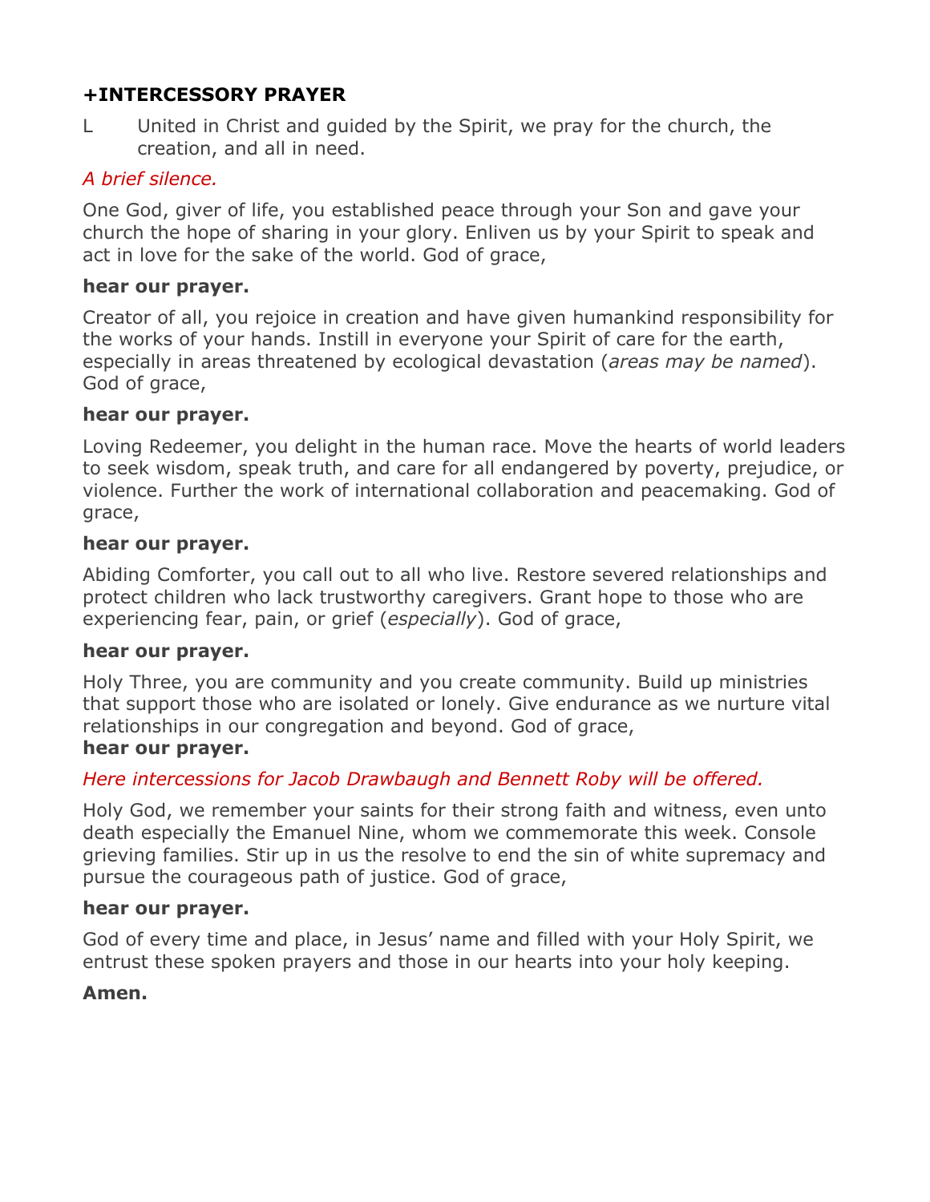## +INTERCESSORY PRAYER

L United in Christ and guided by the Spirit, we pray for the church, the creation, and all in need.

*A brief silence.*

One God, giver of life, you established peace through your Son and gave your church the hope of sharing in your glory. Enliven us by your Spirit to speak and act in love for the sake of the world. God of grace,

**hear our prayer.**

Creator of all, you rejoice in creation and have given humankind responsibility for the works of your hands. Instill in everyone your Spirit of care for the earth, especially in areas threatened by ecological devastation (*areas may be named*). God of grace,

**hear our prayer.**

Loving Redeemer, you delight in the human race. Move the hearts of world leaders to seek wisdom, speak truth, and care for all endangered by poverty, prejudice, or violence. Further the work of international collaboration and peacemaking. God of grace,

**hear our prayer.**

Abiding Comforter, you call out to all who live. Restore severed relationships and protect children who lack trustworthy caregivers. Grant hope to those who are experiencing fear, pain, or grief (*especially*). God of grace,

**hear our prayer.**

Holy Three, you are community and you create community. Build up ministries that support those who are isolated or lonely. Give endurance as we nurture vital relationships in our congregation and beyond. God of grace,
**hear our prayer.**

*Here intercessions for Jacob Drawbaugh and Bennett Roby will be offered.*

Holy God, we remember your saints for their strong faith and witness, even unto death especially the Emanuel Nine, whom we commemorate this week. Console grieving families. Stir up in us the resolve to end the sin of white supremacy and pursue the courageous path of justice. God of grace,

**hear our prayer.**

God of every time and place, in Jesus' name and filled with your Holy Spirit, we entrust these spoken prayers and those in our hearts into your holy keeping.

**Amen.**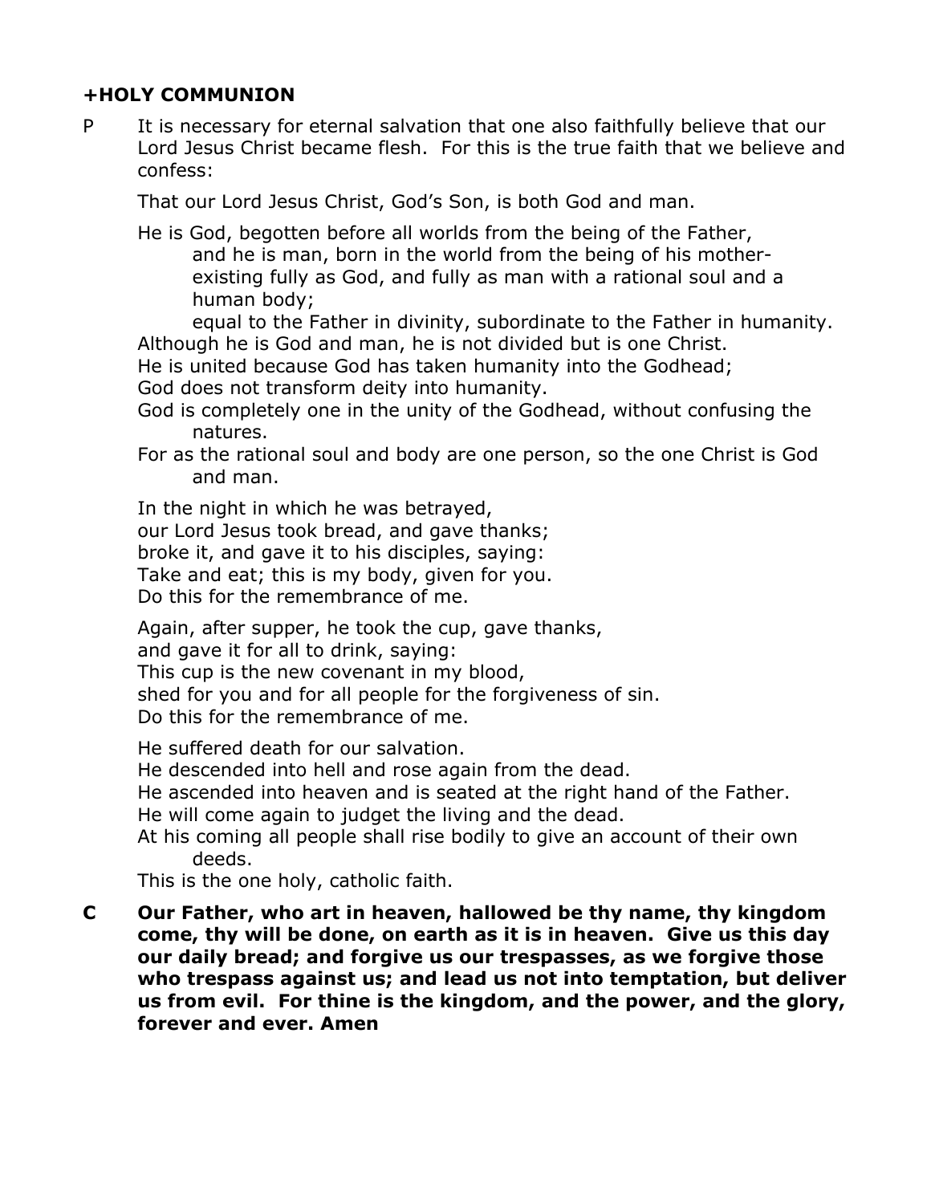**+HOLY COMMUNION**

P It is necessary for eternal salvation that one also faithfully believe that our Lord Jesus Christ became flesh. For this is the true faith that we believe and confess:

That our Lord Jesus Christ, God's Son, is both God and man.

He is God, begotten before all worlds from the being of the Father,
and he is man, born in the world from the being of his mother-
existing fully as God, and fully as man with a rational soul and a human body;
equal to the Father in divinity, subordinate to the Father in humanity.
Although he is God and man, he is not divided but is one Christ.
He is united because God has taken humanity into the Godhead;
God does not transform deity into humanity.
God is completely one in the unity of the Godhead, without confusing the natures.
For as the rational soul and body are one person, so the one Christ is God and man.

In the night in which he was betrayed,
our Lord Jesus took bread, and gave thanks;
broke it, and gave it to his disciples, saying:
Take and eat; this is my body, given for you.
Do this for the remembrance of me.

Again, after supper, he took the cup, gave thanks,
and gave it for all to drink, saying:
This cup is the new covenant in my blood,
shed for you and for all people for the forgiveness of sin.
Do this for the remembrance of me.

He suffered death for our salvation.
He descended into hell and rose again from the dead.
He ascended into heaven and is seated at the right hand of the Father.
He will come again to judget the living and the dead.
At his coming all people shall rise bodily to give an account of their own deeds.
This is the one holy, catholic faith.

**C Our Father, who art in heaven, hallowed be thy name, thy kingdom come, thy will be done, on earth as it is in heaven. Give us this day our daily bread; and forgive us our trespasses, as we forgive those who trespass against us; and lead us not into temptation, but deliver us from evil. For thine is the kingdom, and the power, and the glory, forever and ever. Amen**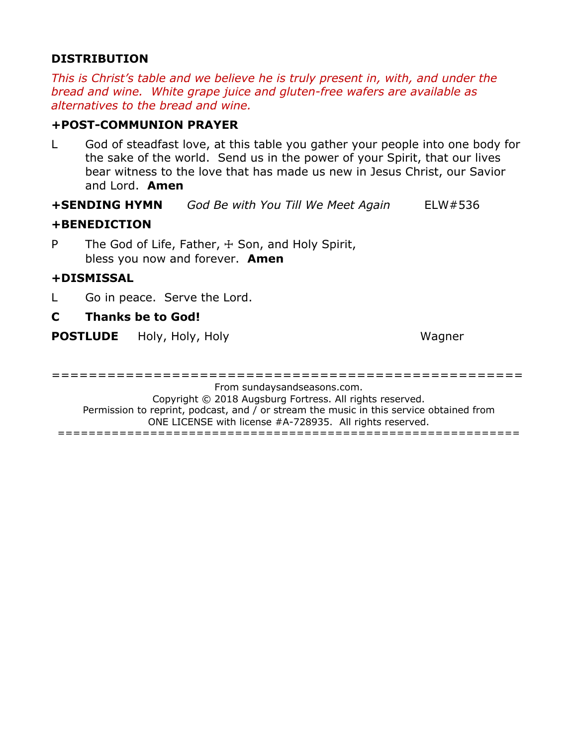**DISTRIBUTION**

*This is Christ's table and we believe he is truly present in, with, and under the bread and wine. White grape juice and gluten-free wafers are available as alternatives to the bread and wine.*

**+POST-COMMUNION PRAYER**

L God of steadfast love, at this table you gather your people into one body for the sake of the world. Send us in the power of your Spirit, that our lives bear witness to the love that has made us new in Jesus Christ, our Savior and Lord. **Amen**

**+SENDING HYMN** *God Be with You Till We Meet Again* ELW#536

**+BENEDICTION**

P The God of Life, Father, ☩ Son, and Holy Spirit,
bless you now and forever. **Amen**

**+DISMISSAL**

L Go in peace. Serve the Lord.

**C Thanks be to God!**

**POSTLUDE** Holy, Holy, Holy Wagner

=======================================================

From sundaysandseasons.com.
Copyright © 2018 Augsburg Fortress. All rights reserved.
Permission to reprint, podcast, and / or stream the music in this service obtained from ONE LICENSE with license #A-728935. All rights reserved.

=======================================================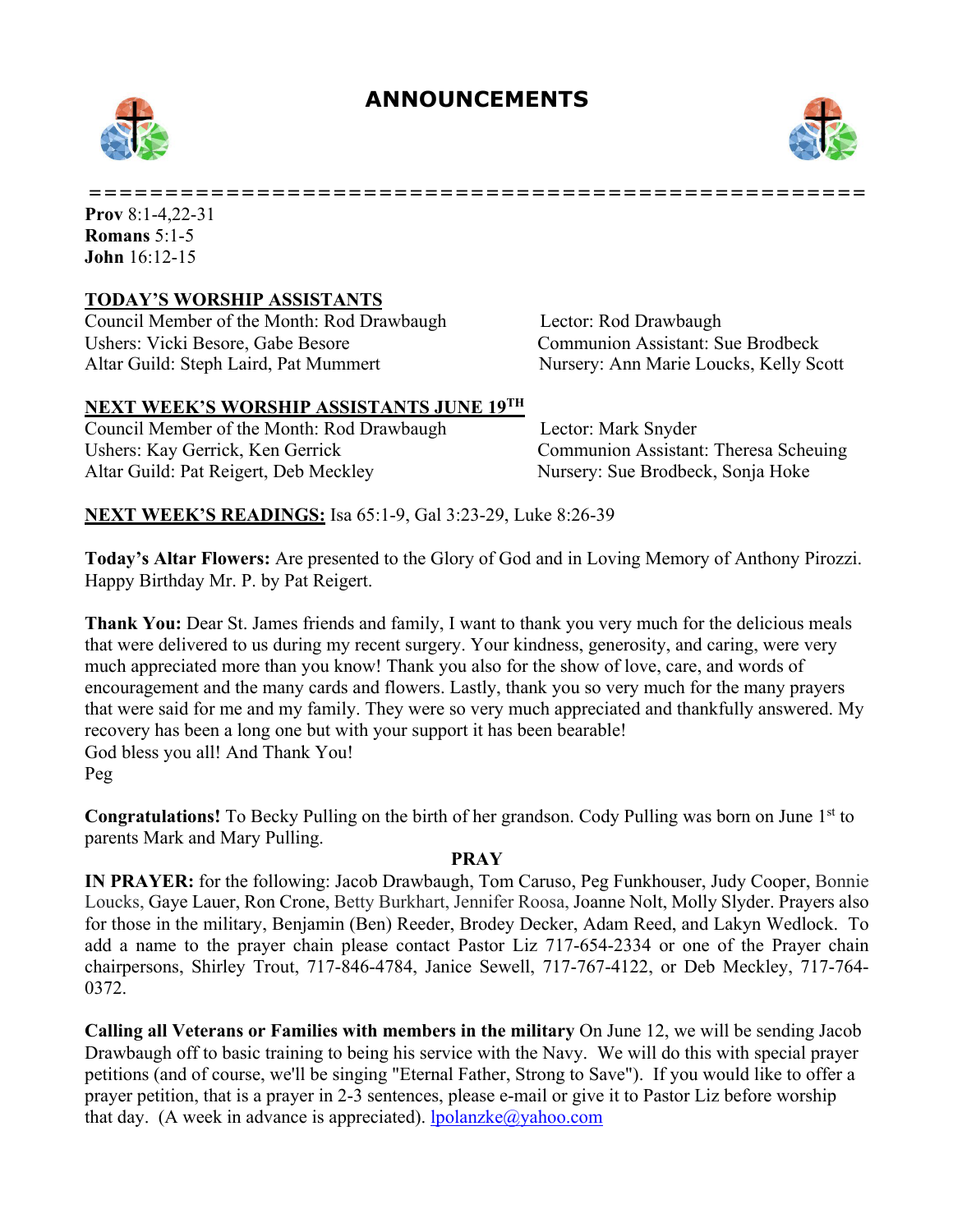# ANNOUNCEMENTS

**Prov** 8:1-4,22-31
**Romans** 5:1-5
**John** 16:12-15

**TODAY'S WORSHIP ASSISTANTS**

Council Member of the Month: Rod Drawbaugh
Ushers: Vicki Besore, Gabe Besore
Altar Guild: Steph Laird, Pat Mummert
Lector: Rod Drawbaugh
Communion Assistant: Sue Brodbeck
Nursery: Ann Marie Loucks, Kelly Scott

**NEXT WEEK'S WORSHIP ASSISTANTS JUNE 19TH**

Council Member of the Month: Rod Drawbaugh
Ushers: Kay Gerrick, Ken Gerrick
Altar Guild: Pat Reigert, Deb Meckley
Lector: Mark Snyder
Communion Assistant: Theresa Scheuing
Nursery: Sue Brodbeck, Sonja Hoke

**NEXT WEEK'S READINGS:** Isa 65:1-9, Gal 3:23-29, Luke 8:26-39

**Today's Altar Flowers:** Are presented to the Glory of God and in Loving Memory of Anthony Pirozzi. Happy Birthday Mr. P. by Pat Reigert.

**Thank You:** Dear St. James friends and family, I want to thank you very much for the delicious meals that were delivered to us during my recent surgery. Your kindness, generosity, and caring, were very much appreciated more than you know! Thank you also for the show of love, care, and words of encouragement and the many cards and flowers. Lastly, thank you so very much for the many prayers that were said for me and my family. They were so very much appreciated and thankfully answered. My recovery has been a long one but with your support it has been bearable!
God bless you all! And Thank You!
Peg

**Congratulations!** To Becky Pulling on the birth of her grandson. Cody Pulling was born on June 1st to parents Mark and Mary Pulling.

**PRAY**

**IN PRAYER:** for the following: Jacob Drawbaugh, Tom Caruso, Peg Funkhouser, Judy Cooper, Bonnie Loucks, Gaye Lauer, Ron Crone, Betty Burkhart, Jennifer Roosa, Joanne Nolt, Molly Slyder. Prayers also for those in the military, Benjamin (Ben) Reeder, Brodey Decker, Adam Reed, and Lakyn Wedlock. To add a name to the prayer chain please contact Pastor Liz 717-654-2334 or one of the Prayer chain chairpersons, Shirley Trout, 717-846-4784, Janice Sewell, 717-767-4122, or Deb Meckley, 717-764-0372.

**Calling all Veterans or Families with members in the military** On June 12, we will be sending Jacob Drawbaugh off to basic training to being his service with the Navy. We will do this with special prayer petitions (and of course, we'll be singing "Eternal Father, Strong to Save"). If you would like to offer a prayer petition, that is a prayer in 2-3 sentences, please e-mail or give it to Pastor Liz before worship that day. (A week in advance is appreciated). lpolanzke@yahoo.com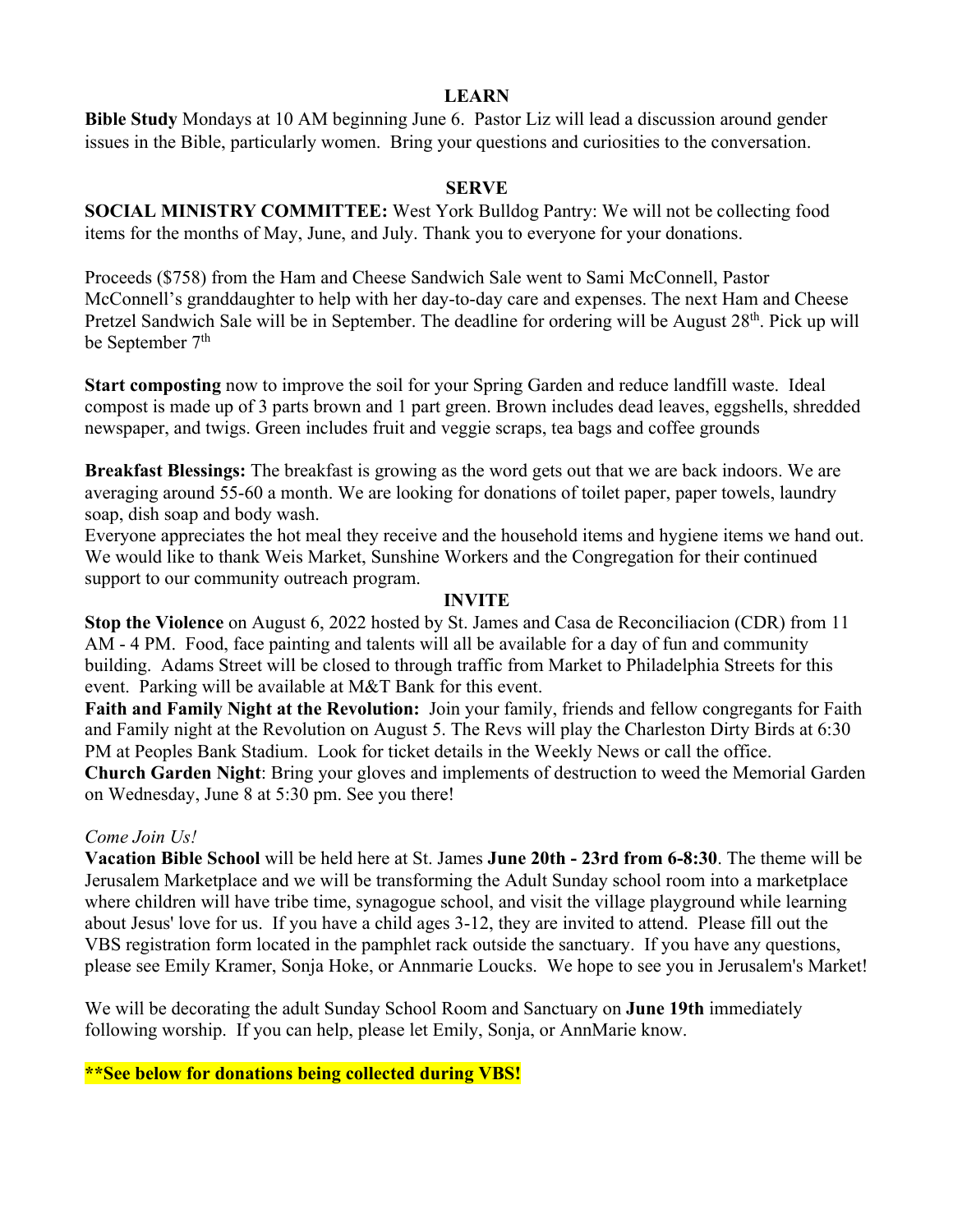## LEARN

**Bible Study** Mondays at 10 AM beginning June 6. Pastor Liz will lead a discussion around gender issues in the Bible, particularly women. Bring your questions and curiosities to the conversation.

## SERVE

**SOCIAL MINISTRY COMMITTEE:** West York Bulldog Pantry: We will not be collecting food items for the months of May, June, and July. Thank you to everyone for your donations.

Proceeds ($758) from the Ham and Cheese Sandwich Sale went to Sami McConnell, Pastor McConnell's granddaughter to help with her day-to-day care and expenses. The next Ham and Cheese Pretzel Sandwich Sale will be in September. The deadline for ordering will be August 28th. Pick up will be September 7th

**Start composting** now to improve the soil for your Spring Garden and reduce landfill waste. Ideal compost is made up of 3 parts brown and 1 part green. Brown includes dead leaves, eggshells, shredded newspaper, and twigs. Green includes fruit and veggie scraps, tea bags and coffee grounds

**Breakfast Blessings:** The breakfast is growing as the word gets out that we are back indoors. We are averaging around 55-60 a month. We are looking for donations of toilet paper, paper towels, laundry soap, dish soap and body wash.
Everyone appreciates the hot meal they receive and the household items and hygiene items we hand out. We would like to thank Weis Market, Sunshine Workers and the Congregation for their continued support to our community outreach program.

## INVITE

**Stop the Violence** on August 6, 2022 hosted by St. James and Casa de Reconciliacion (CDR) from 11 AM - 4 PM. Food, face painting and talents will all be available for a day of fun and community building. Adams Street will be closed to through traffic from Market to Philadelphia Streets for this event. Parking will be available at M&T Bank for this event.
**Faith and Family Night at the Revolution:** Join your family, friends and fellow congregants for Faith and Family night at the Revolution on August 5. The Revs will play the Charleston Dirty Birds at 6:30 PM at Peoples Bank Stadium. Look for ticket details in the Weekly News or call the office.
**Church Garden Night**: Bring your gloves and implements of destruction to weed the Memorial Garden on Wednesday, June 8 at 5:30 pm. See you there!

*Come Join Us!*
**Vacation Bible School** will be held here at St. James **June 20th - 23rd from 6-8:30**. The theme will be Jerusalem Marketplace and we will be transforming the Adult Sunday school room into a marketplace where children will have tribe time, synagogue school, and visit the village playground while learning about Jesus' love for us. If you have a child ages 3-12, they are invited to attend. Please fill out the VBS registration form located in the pamphlet rack outside the sanctuary. If you have any questions, please see Emily Kramer, Sonja Hoke, or Annmarie Loucks. We hope to see you in Jerusalem's Market!

We will be decorating the adult Sunday School Room and Sanctuary on **June 19th** immediately following worship. If you can help, please let Emily, Sonja, or AnnMarie know.

****See below for donations being collected during VBS!**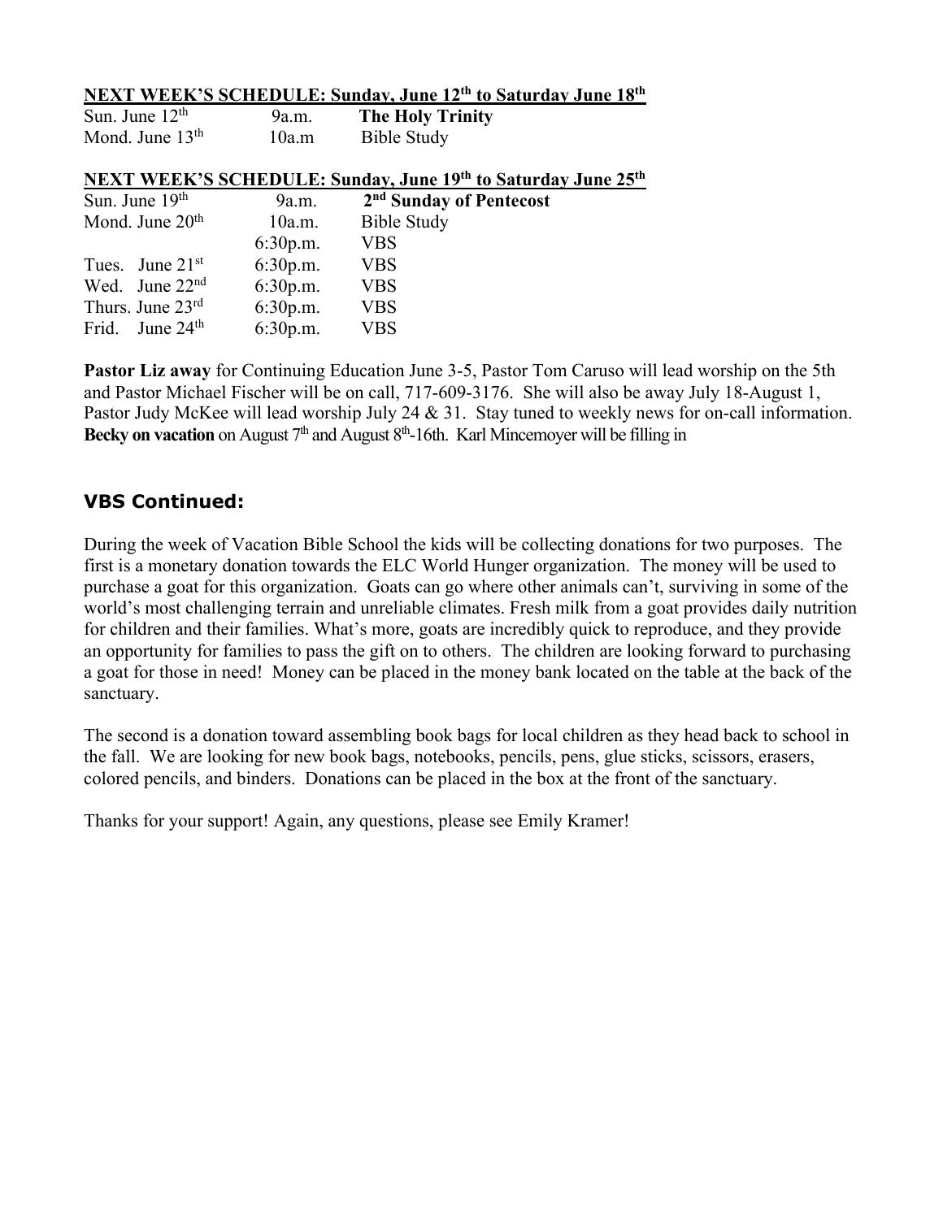**NEXT WEEK'S SCHEDULE: Sunday, June 12th to Saturday June 18th**

| | | |
|---|---|---|
| Sun. June 12th | 9a.m. | **The Holy Trinity** |
| Mond. June 13th | 10a.m | Bible Study |

**NEXT WEEK'S SCHEDULE: Sunday, June 19th to Saturday June 25th**

| | | |
|---|---|---|
| Sun. June 19th | 9a.m. | **2nd Sunday of Pentecost** |
| Mond. June 20th | 10a.m. | Bible Study |
| | 6:30p.m. | VBS |
| Tues. June 21st | 6:30p.m. | VBS |
| Wed. June 22nd | 6:30p.m. | VBS |
| Thurs. June 23rd | 6:30p.m. | VBS |
| Frid. June 24th | 6:30p.m. | VBS |

**Pastor Liz away** for Continuing Education June 3-5, Pastor Tom Caruso will lead worship on the 5th and Pastor Michael Fischer will be on call, 717-609-3176. She will also be away July 18-August 1, Pastor Judy McKee will lead worship July 24 & 31. Stay tuned to weekly news for on-call information. **Becky on vacation** on August 7th and August 8th-16th. Karl Mincemoyer will be filling in

## VBS Continued:

During the week of Vacation Bible School the kids will be collecting donations for two purposes. The first is a monetary donation towards the ELC World Hunger organization. The money will be used to purchase a goat for this organization. Goats can go where other animals can't, surviving in some of the world's most challenging terrain and unreliable climates. Fresh milk from a goat provides daily nutrition for children and their families. What's more, goats are incredibly quick to reproduce, and they provide an opportunity for families to pass the gift on to others. The children are looking forward to purchasing a goat for those in need! Money can be placed in the money bank located on the table at the back of the sanctuary.

The second is a donation toward assembling book bags for local children as they head back to school in the fall. We are looking for new book bags, notebooks, pencils, pens, glue sticks, scissors, erasers, colored pencils, and binders. Donations can be placed in the box at the front of the sanctuary.

Thanks for your support! Again, any questions, please see Emily Kramer!